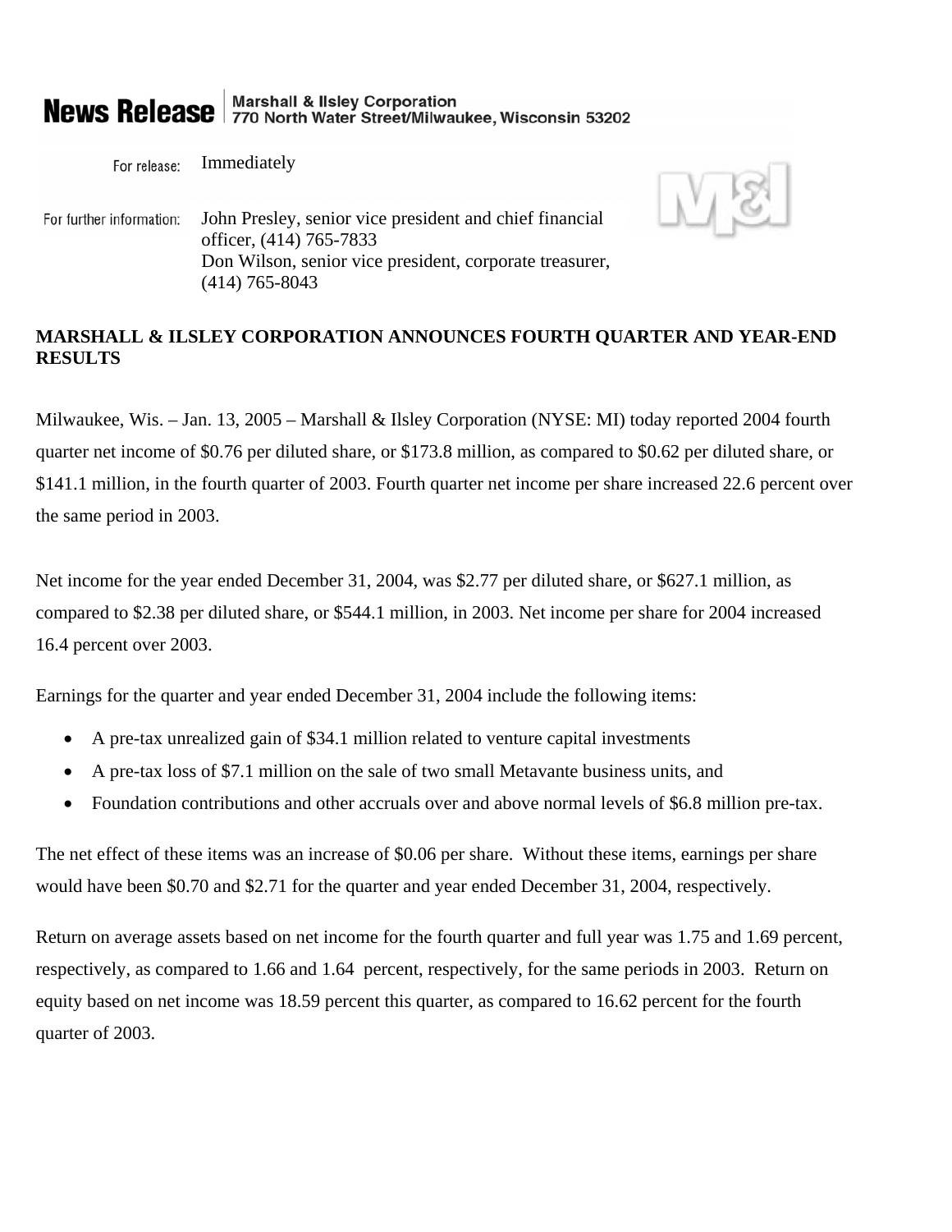**News Release** | Marshall & Ilsley Corporation
770 North Water Street/Milwaukee, Wisconsin 53202

For release: Immediately

For further information: John Presley, senior vice president and chief financial officer, (414) 765-7833
Don Wilson, senior vice president, corporate treasurer, (414) 765-8043

**MARSHALL & ILSLEY CORPORATION ANNOUNCES FOURTH QUARTER AND YEAR-END RESULTS**

Milwaukee, Wis. – Jan. 13, 2005 – Marshall & Ilsley Corporation (NYSE: MI) today reported 2004 fourth quarter net income of $0.76 per diluted share, or $173.8 million, as compared to $0.62 per diluted share, or $141.1 million, in the fourth quarter of 2003. Fourth quarter net income per share increased 22.6 percent over the same period in 2003.

Net income for the year ended December 31, 2004, was $2.77 per diluted share, or $627.1 million, as compared to $2.38 per diluted share, or $544.1 million, in 2003. Net income per share for 2004 increased 16.4 percent over 2003.

Earnings for the quarter and year ended December 31, 2004 include the following items:

- A pre-tax unrealized gain of $34.1 million related to venture capital investments
- A pre-tax loss of $7.1 million on the sale of two small Metavante business units, and
- Foundation contributions and other accruals over and above normal levels of $6.8 million pre-tax.

The net effect of these items was an increase of $0.06 per share. Without these items, earnings per share would have been $0.70 and $2.71 for the quarter and year ended December 31, 2004, respectively.

Return on average assets based on net income for the fourth quarter and full year was 1.75 and 1.69 percent, respectively, as compared to 1.66 and 1.64 percent, respectively, for the same periods in 2003. Return on equity based on net income was 18.59 percent this quarter, as compared to 16.62 percent for the fourth quarter of 2003.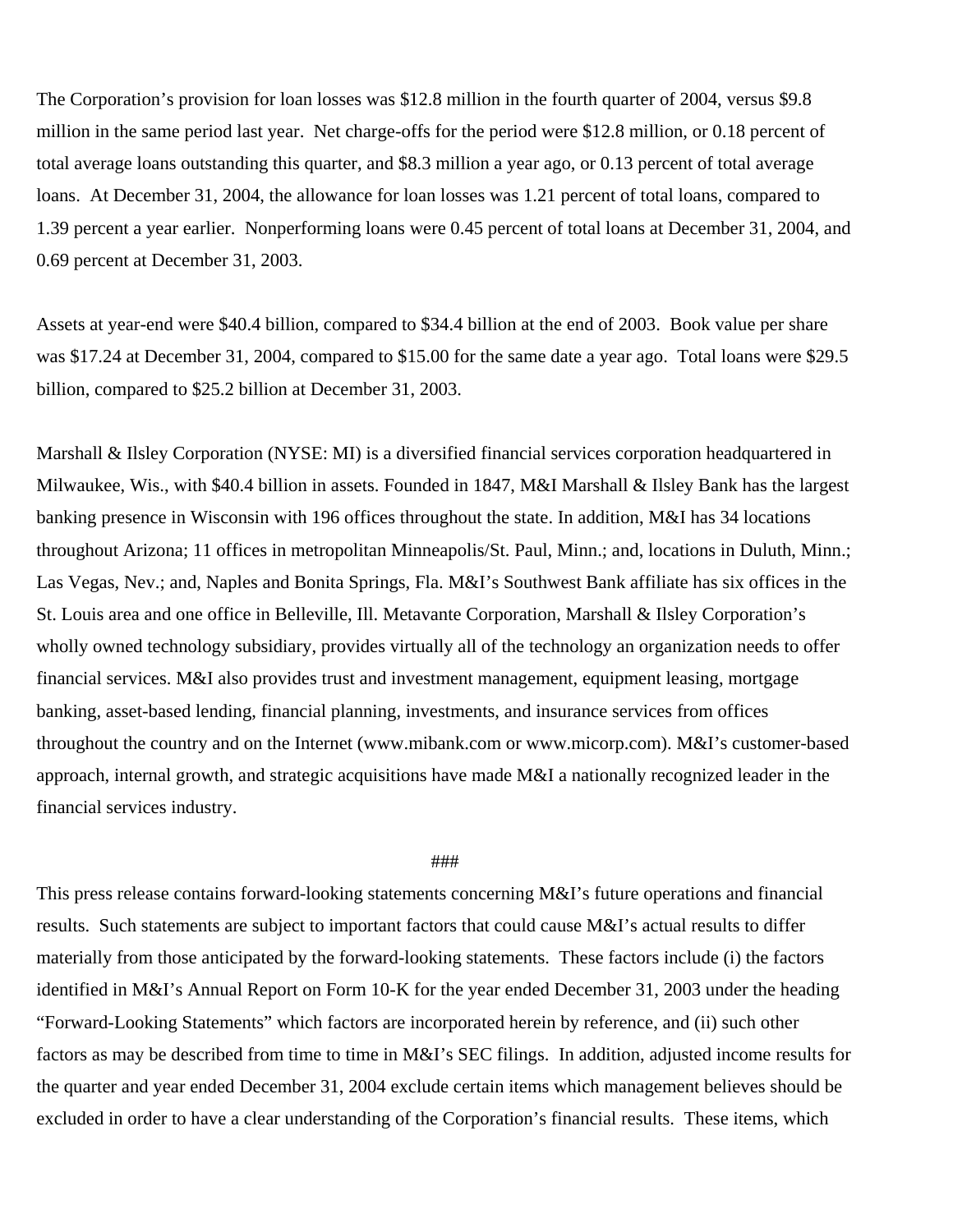The Corporation's provision for loan losses was $12.8 million in the fourth quarter of 2004, versus $9.8 million in the same period last year. Net charge-offs for the period were $12.8 million, or 0.18 percent of total average loans outstanding this quarter, and $8.3 million a year ago, or 0.13 percent of total average loans. At December 31, 2004, the allowance for loan losses was 1.21 percent of total loans, compared to 1.39 percent a year earlier. Nonperforming loans were 0.45 percent of total loans at December 31, 2004, and 0.69 percent at December 31, 2003.

Assets at year-end were $40.4 billion, compared to $34.4 billion at the end of 2003. Book value per share was $17.24 at December 31, 2004, compared to $15.00 for the same date a year ago. Total loans were $29.5 billion, compared to $25.2 billion at December 31, 2003.

Marshall & Ilsley Corporation (NYSE: MI) is a diversified financial services corporation headquartered in Milwaukee, Wis., with $40.4 billion in assets. Founded in 1847, M&I Marshall & Ilsley Bank has the largest banking presence in Wisconsin with 196 offices throughout the state. In addition, M&I has 34 locations throughout Arizona; 11 offices in metropolitan Minneapolis/St. Paul, Minn.; and, locations in Duluth, Minn.; Las Vegas, Nev.; and, Naples and Bonita Springs, Fla. M&I's Southwest Bank affiliate has six offices in the St. Louis area and one office in Belleville, Ill. Metavante Corporation, Marshall & Ilsley Corporation's wholly owned technology subsidiary, provides virtually all of the technology an organization needs to offer financial services. M&I also provides trust and investment management, equipment leasing, mortgage banking, asset-based lending, financial planning, investments, and insurance services from offices throughout the country and on the Internet (www.mibank.com or www.micorp.com). M&I's customer-based approach, internal growth, and strategic acquisitions have made M&I a nationally recognized leader in the financial services industry.

###

This press release contains forward-looking statements concerning M&I's future operations and financial results. Such statements are subject to important factors that could cause M&I's actual results to differ materially from those anticipated by the forward-looking statements. These factors include (i) the factors identified in M&I's Annual Report on Form 10-K for the year ended December 31, 2003 under the heading "Forward-Looking Statements" which factors are incorporated herein by reference, and (ii) such other factors as may be described from time to time in M&I's SEC filings. In addition, adjusted income results for the quarter and year ended December 31, 2004 exclude certain items which management believes should be excluded in order to have a clear understanding of the Corporation's financial results. These items, which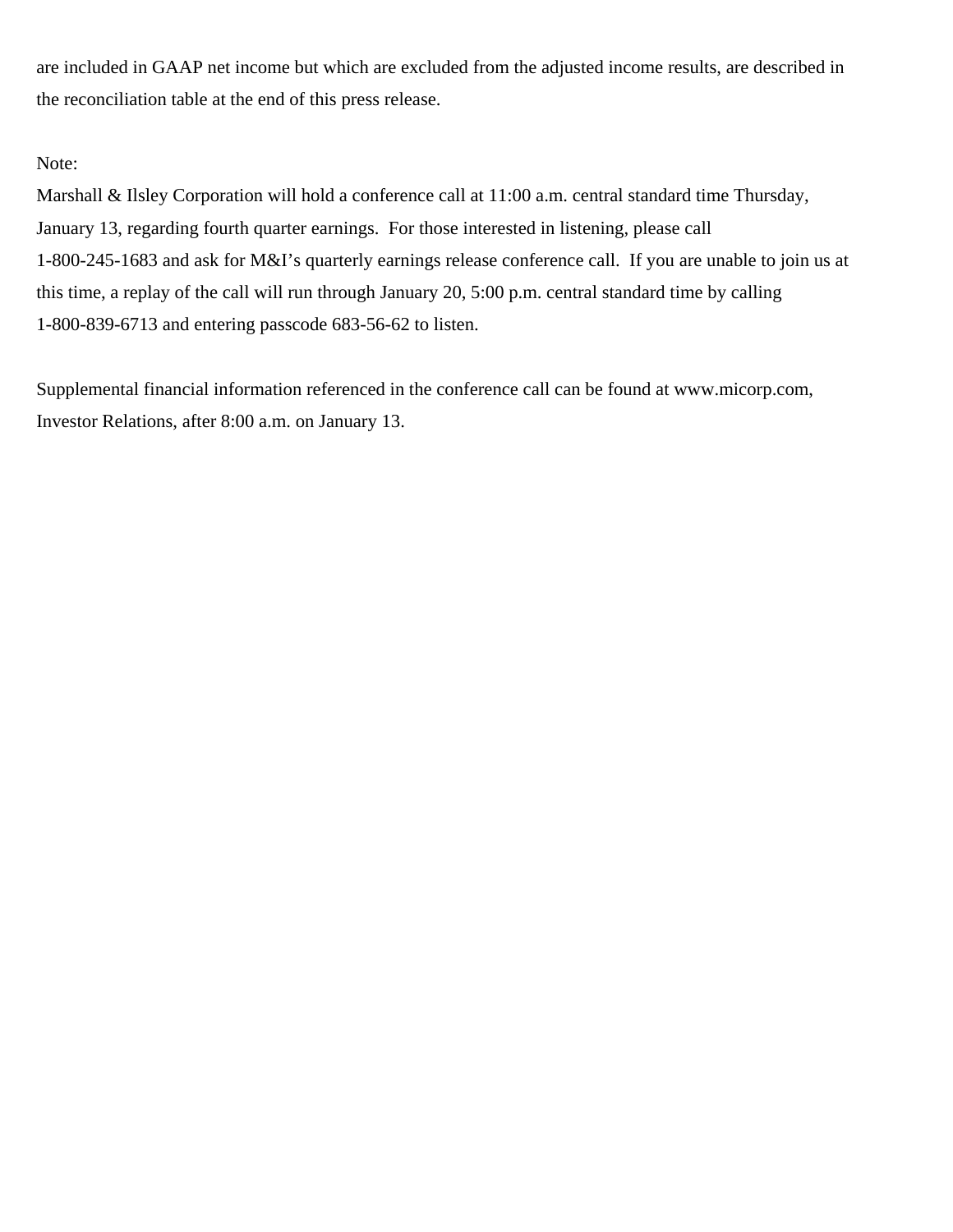are included in GAAP net income but which are excluded from the adjusted income results, are described in the reconciliation table at the end of this press release.

Note:
Marshall & Ilsley Corporation will hold a conference call at 11:00 a.m. central standard time Thursday, January 13, regarding fourth quarter earnings. For those interested in listening, please call 1-800-245-1683 and ask for M&I's quarterly earnings release conference call. If you are unable to join us at this time, a replay of the call will run through January 20, 5:00 p.m. central standard time by calling 1-800-839-6713 and entering passcode 683-56-62 to listen.

Supplemental financial information referenced in the conference call can be found at www.micorp.com, Investor Relations, after 8:00 a.m. on January 13.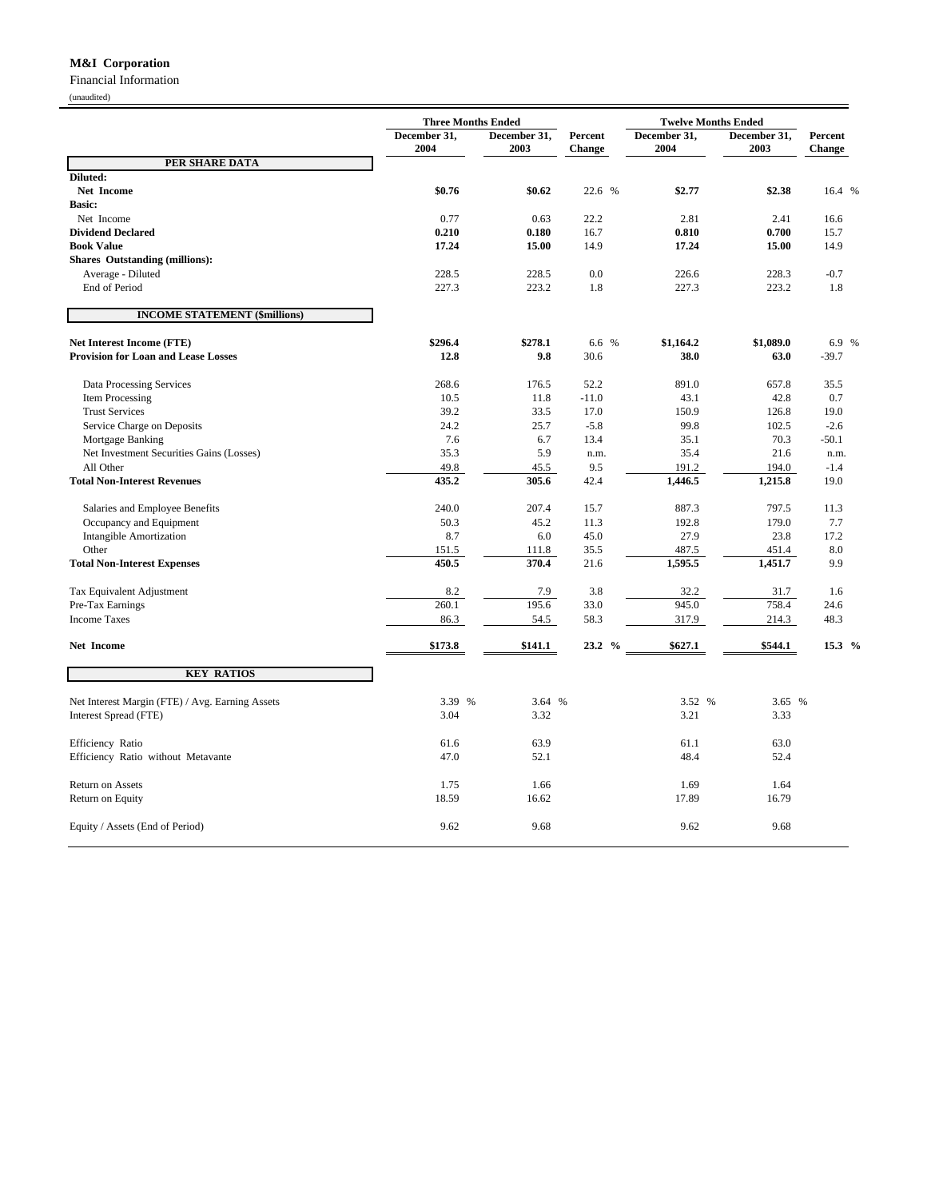**M&I Corporation**

Financial Information

(unaudited)

| | Three Months Ended | | | Twelve Months Ended | | |
|---|---|---|---|---|---|---|
| | December 31, 2004 | December 31, 2003 | Percent Change | December 31, 2004 | December 31, 2003 | Percent Change |
| **PER SHARE DATA** | | | | | | |
| **Diluted:** | | | | | | |
| **Net Income** | **$0.76** | **$0.62** | 22.6 % | **$2.77** | **$2.38** | 16.4 % |
| **Basic:** | | | | | | |
| Net Income | 0.77 | 0.63 | 22.2 | 2.81 | 2.41 | 16.6 |
| **Dividend Declared** | **0.210** | **0.180** | 16.7 | **0.810** | **0.700** | 15.7 |
| **Book Value** | **17.24** | **15.00** | 14.9 | **17.24** | **15.00** | 14.9 |
| **Shares Outstanding (millions):** | | | | | | |
| Average - Diluted | 228.5 | 228.5 | 0.0 | 226.6 | 228.3 | -0.7 |
| End of Period | 227.3 | 223.2 | 1.8 | 227.3 | 223.2 | 1.8 |
| **INCOME STATEMENT ($millions)** | | | | | | |
| **Net Interest Income (FTE)** | **$296.4** | **$278.1** | 6.6 % | **$1,164.2** | **$1,089.0** | 6.9 % |
| **Provision for Loan and Lease Losses** | **12.8** | **9.8** | 30.6 | **38.0** | **63.0** | -39.7 |
| Data Processing Services | 268.6 | 176.5 | 52.2 | 891.0 | 657.8 | 35.5 |
| Item Processing | 10.5 | 11.8 | -11.0 | 43.1 | 42.8 | 0.7 |
| Trust Services | 39.2 | 33.5 | 17.0 | 150.9 | 126.8 | 19.0 |
| Service Charge on Deposits | 24.2 | 25.7 | -5.8 | 99.8 | 102.5 | -2.6 |
| Mortgage Banking | 7.6 | 6.7 | 13.4 | 35.1 | 70.3 | -50.1 |
| Net Investment Securities Gains (Losses) | 35.3 | 5.9 | n.m. | 35.4 | 21.6 | n.m. |
| All Other | 49.8 | 45.5 | 9.5 | 191.2 | 194.0 | -1.4 |
| **Total Non-Interest Revenues** | **435.2** | **305.6** | 42.4 | **1,446.5** | **1,215.8** | 19.0 |
| Salaries and Employee Benefits | 240.0 | 207.4 | 15.7 | 887.3 | 797.5 | 11.3 |
| Occupancy and Equipment | 50.3 | 45.2 | 11.3 | 192.8 | 179.0 | 7.7 |
| Intangible Amortization | 8.7 | 6.0 | 45.0 | 27.9 | 23.8 | 17.2 |
| Other | 151.5 | 111.8 | 35.5 | 487.5 | 451.4 | 8.0 |
| **Total Non-Interest Expenses** | **450.5** | **370.4** | 21.6 | **1,595.5** | **1,451.7** | 9.9 |
| Tax Equivalent Adjustment | 8.2 | 7.9 | 3.8 | 32.2 | 31.7 | 1.6 |
| Pre-Tax Earnings | 260.1 | 195.6 | 33.0 | 945.0 | 758.4 | 24.6 |
| Income Taxes | 86.3 | 54.5 | 58.3 | 317.9 | 214.3 | 48.3 |
| **Net Income** | **$173.8** | **$141.1** | **23.2 %** | **$627.1** | **$544.1** | **15.3 %** |
| **KEY RATIOS** | | | | | | |
| Net Interest Margin (FTE) / Avg. Earning Assets | 3.39 % | 3.64 % | | 3.52 % | 3.65 % | |
| Interest Spread (FTE) | 3.04 | 3.32 | | 3.21 | 3.33 | |
| Efficiency Ratio | 61.6 | 63.9 | | 61.1 | 63.0 | |
| Efficiency Ratio without Metavante | 47.0 | 52.1 | | 48.4 | 52.4 | |
| Return on Assets | 1.75 | 1.66 | | 1.69 | 1.64 | |
| Return on Equity | 18.59 | 16.62 | | 17.89 | 16.79 | |
| Equity / Assets (End of Period) | 9.62 | 9.68 | | 9.62 | 9.68 | |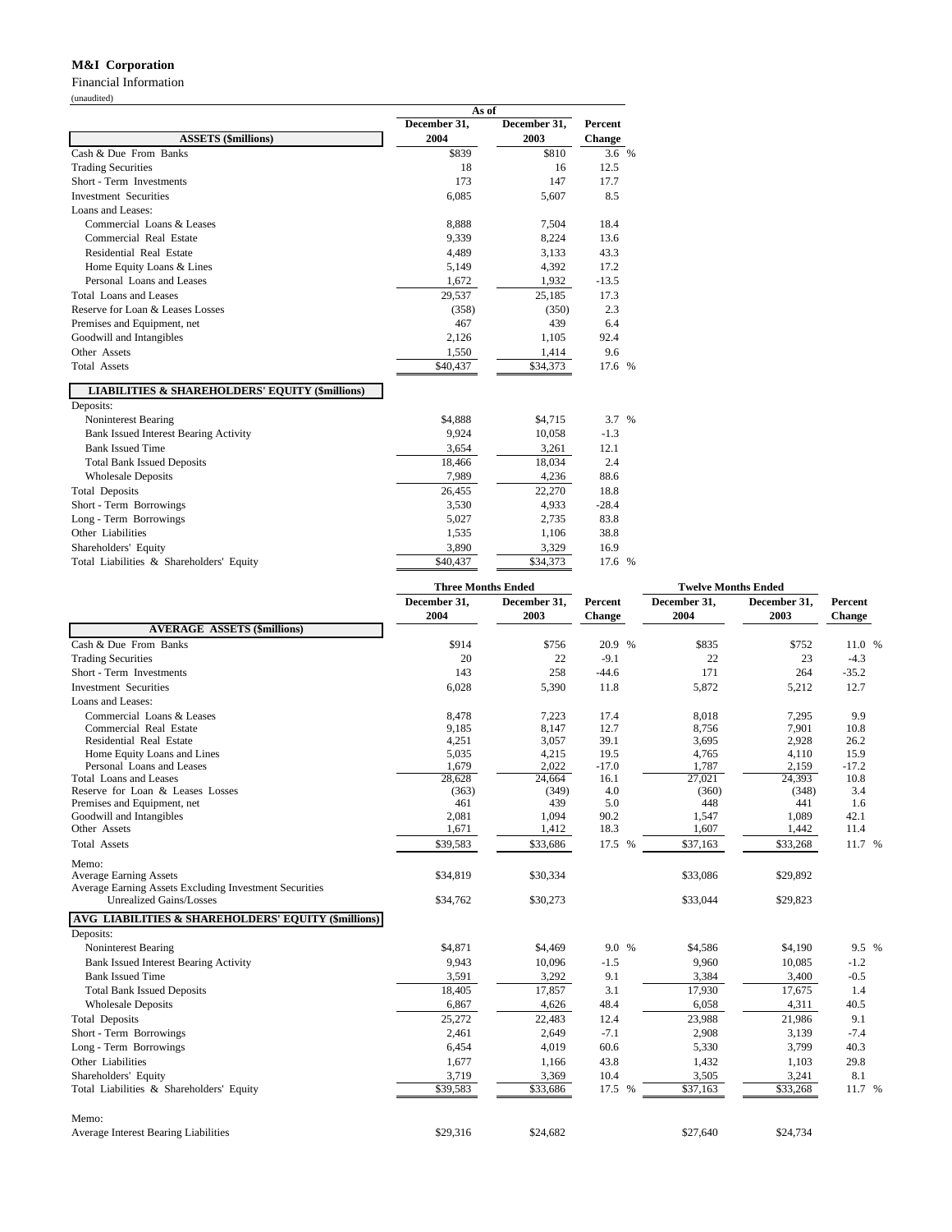**M&I Corporation**

Financial Information

(unaudited)

| ASSETS ($millions) | As of December 31, 2004 | As of December 31, 2003 | Percent Change |
|---|---|---|---|
| Cash & Due From Banks | $839 | $810 | 3.6 % |
| Trading Securities | 18 | 16 | 12.5 |
| Short - Term Investments | 173 | 147 | 17.7 |
| Investment Securities | 6,085 | 5,607 | 8.5 |
| Loans and Leases: | | | |
| Commercial Loans & Leases | 8,888 | 7,504 | 18.4 |
| Commercial Real Estate | 9,339 | 8,224 | 13.6 |
| Residential Real Estate | 4,489 | 3,133 | 43.3 |
| Home Equity Loans & Lines | 5,149 | 4,392 | 17.2 |
| Personal Loans and Leases | 1,672 | 1,932 | -13.5 |
| Total Loans and Leases | 29,537 | 25,185 | 17.3 |
| Reserve for Loan & Leases Losses | (358) | (350) | 2.3 |
| Premises and Equipment, net | 467 | 439 | 6.4 |
| Goodwill and Intangibles | 2,126 | 1,105 | 92.4 |
| Other Assets | 1,550 | 1,414 | 9.6 |
| Total Assets | $40,437 | $34,373 | 17.6 % |

| LIABILITIES & SHAREHOLDERS' EQUITY ($millions) | December 31, 2004 | December 31, 2003 | Percent Change |
|---|---|---|---|
| Deposits: | | | |
| Noninterest Bearing | $4,888 | $4,715 | 3.7 % |
| Bank Issued Interest Bearing Activity | 9,924 | 10,058 | -1.3 |
| Bank Issued Time | 3,654 | 3,261 | 12.1 |
| Total Bank Issued Deposits | 18,466 | 18,034 | 2.4 |
| Wholesale Deposits | 7,989 | 4,236 | 88.6 |
| Total Deposits | 26,455 | 22,270 | 18.8 |
| Short - Term Borrowings | 3,530 | 4,933 | -28.4 |
| Long - Term Borrowings | 5,027 | 2,735 | 83.8 |
| Other Liabilities | 1,535 | 1,106 | 38.8 |
| Shareholders' Equity | 3,890 | 3,329 | 16.9 |
| Total Liabilities & Shareholders' Equity | $40,437 | $34,373 | 17.6 % |

| | Three Months Ended | | | Twelve Months Ended | | |
|---|---|---|---|---|---|---|
| **AVERAGE ASSETS ($millions)** | December 31, 2004 | December 31, 2003 | Percent Change | December 31, 2004 | December 31, 2003 | Percent Change |
| Cash & Due From Banks | $914 | $756 | 20.9 % | $835 | $752 | 11.0 % |
| Trading Securities | 20 | 22 | -9.1 | 22 | 23 | -4.3 |
| Short - Term Investments | 143 | 258 | -44.6 | 171 | 264 | -35.2 |
| Investment Securities | 6,028 | 5,390 | 11.8 | 5,872 | 5,212 | 12.7 |
| Loans and Leases: | | | | | | |
| Commercial Loans & Leases | 8,478 | 7,223 | 17.4 | 8,018 | 7,295 | 9.9 |
| Commercial Real Estate | 9,185 | 8,147 | 12.7 | 8,756 | 7,901 | 10.8 |
| Residential Real Estate | 4,251 | 3,057 | 39.1 | 3,695 | 2,928 | 26.2 |
| Home Equity Loans and Lines | 5,035 | 4,215 | 19.5 | 4,765 | 4,110 | 15.9 |
| Personal Loans and Leases | 1,679 | 2,022 | -17.0 | 1,787 | 2,159 | -17.2 |
| Total Loans and Leases | 28,628 | 24,664 | 16.1 | 27,021 | 24,393 | 10.8 |
| Reserve for Loan & Leases Losses | (363) | (349) | 4.0 | (360) | (348) | 3.4 |
| Premises and Equipment, net | 461 | 439 | 5.0 | 448 | 441 | 1.6 |
| Goodwill and Intangibles | 2,081 | 1,094 | 90.2 | 1,547 | 1,089 | 42.1 |
| Other Assets | 1,671 | 1,412 | 18.3 | 1,607 | 1,442 | 11.4 |
| Total Assets | $39,583 | $33,686 | 17.5 % | $37,163 | $33,268 | 11.7 % |
| Memo: | | | | | | |
| Average Earning Assets | $34,819 | $30,334 | | $33,086 | $29,892 | |
| Average Earning Assets Excluding Investment Securities Unrealized Gains/Losses | $34,762 | $30,273 | | $33,044 | $29,823 | |
| **AVG LIABILITIES & SHAREHOLDERS' EQUITY ($millions)** | | | | | | |
| Deposits: | | | | | | |
| Noninterest Bearing | $4,871 | $4,469 | 9.0 % | $4,586 | $4,190 | 9.5 % |
| Bank Issued Interest Bearing Activity | 9,943 | 10,096 | -1.5 | 9,960 | 10,085 | -1.2 |
| Bank Issued Time | 3,591 | 3,292 | 9.1 | 3,384 | 3,400 | -0.5 |
| Total Bank Issued Deposits | 18,405 | 17,857 | 3.1 | 17,930 | 17,675 | 1.4 |
| Wholesale Deposits | 6,867 | 4,626 | 48.4 | 6,058 | 4,311 | 40.5 |
| Total Deposits | 25,272 | 22,483 | 12.4 | 23,988 | 21,986 | 9.1 |
| Short - Term Borrowings | 2,461 | 2,649 | -7.1 | 2,908 | 3,139 | -7.4 |
| Long - Term Borrowings | 6,454 | 4,019 | 60.6 | 5,330 | 3,799 | 40.3 |
| Other Liabilities | 1,677 | 1,166 | 43.8 | 1,432 | 1,103 | 29.8 |
| Shareholders' Equity | 3,719 | 3,369 | 10.4 | 3,505 | 3,241 | 8.1 |
| Total Liabilities & Shareholders' Equity | $39,583 | $33,686 | 17.5 % | $37,163 | $33,268 | 11.7 % |
| Memo: | | | | | | |
| Average Interest Bearing Liabilities | $29,316 | $24,682 | | $27,640 | $24,734 | |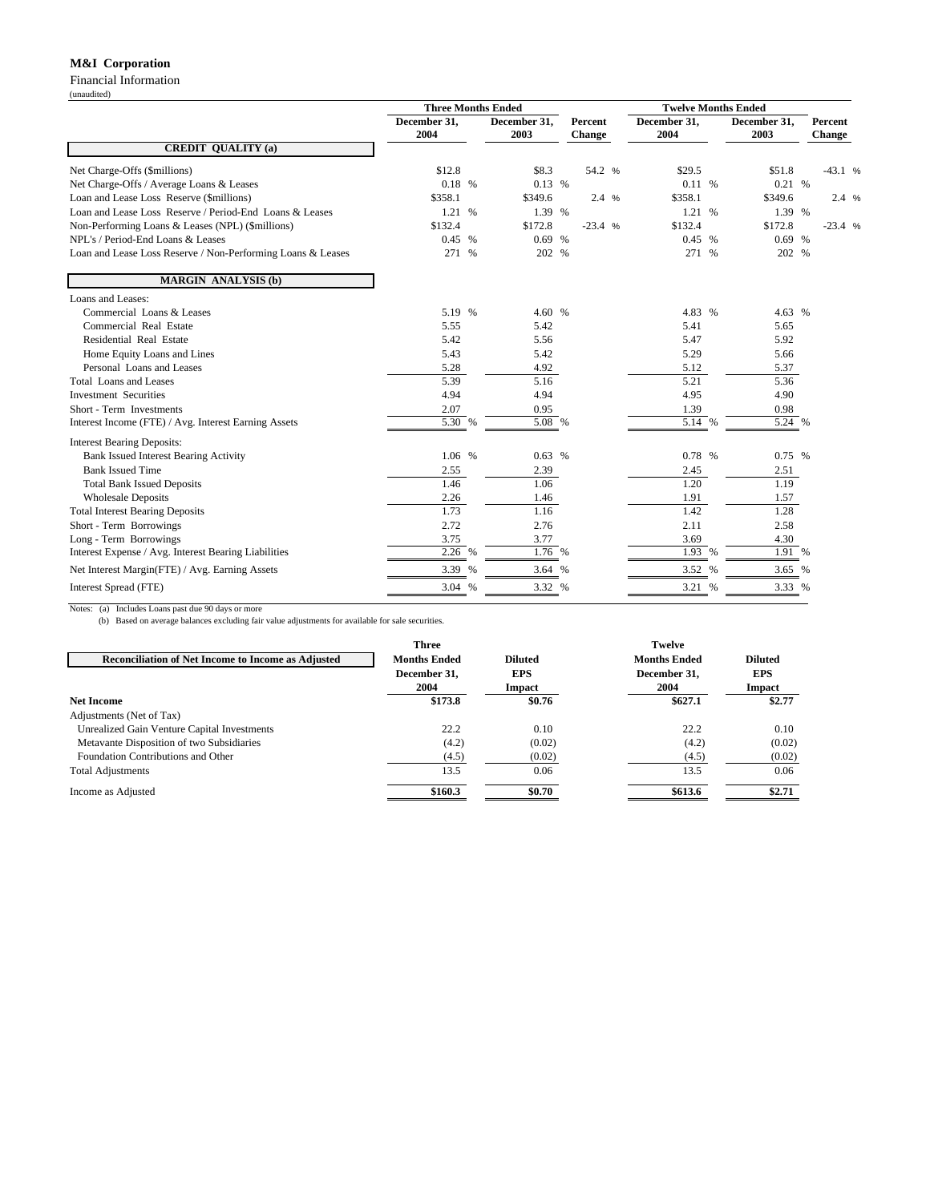**M&I Corporation**

Financial Information

(unaudited)

| | Three Months Ended | | | Twelve Months Ended | | |
|---|---|---|---|---|---|---|
| | December 31, 2004 | December 31, 2003 | Percent Change | December 31, 2004 | December 31, 2003 | Percent Change |
| **CREDIT QUALITY (a)** | | | | | | |
| Net Charge-Offs ($millions) | $12.8 | $8.3 | 54.2 % | $29.5 | $51.8 | -43.1 % |
| Net Charge-Offs / Average Loans & Leases | 0.18 % | 0.13 % | | 0.11 % | 0.21 % | |
| Loan and Lease Loss Reserve ($millions) | $358.1 | $349.6 | 2.4 % | $358.1 | $349.6 | 2.4 % |
| Loan and Lease Loss Reserve / Period-End Loans & Leases | 1.21 % | 1.39 % | | 1.21 % | 1.39 % | |
| Non-Performing Loans & Leases (NPL) ($millions) | $132.4 | $172.8 | -23.4 % | $132.4 | $172.8 | -23.4 % |
| NPL's / Period-End Loans & Leases | 0.45 % | 0.69 % | | 0.45 % | 0.69 % | |
| Loan and Lease Loss Reserve / Non-Performing Loans & Leases | 271 % | 202 % | | 271 % | 202 % | |
| **MARGIN ANALYSIS (b)** | | | | | | |
| Loans and Leases: | | | | | | |
| Commercial Loans & Leases | 5.19 % | 4.60 % | | 4.83 % | 4.63 % | |
| Commercial Real Estate | 5.55 | 5.42 | | 5.41 | 5.65 | |
| Residential Real Estate | 5.42 | 5.56 | | 5.47 | 5.92 | |
| Home Equity Loans and Lines | 5.43 | 5.42 | | 5.29 | 5.66 | |
| Personal Loans and Leases | 5.28 | 4.92 | | 5.12 | 5.37 | |
| Total Loans and Leases | 5.39 | 5.16 | | 5.21 | 5.36 | |
| Investment Securities | 4.94 | 4.94 | | 4.95 | 4.90 | |
| Short - Term Investments | 2.07 | 0.95 | | 1.39 | 0.98 | |
| Interest Income (FTE) / Avg. Interest Earning Assets | 5.30 % | 5.08 % | | 5.14 % | 5.24 % | |
| Interest Bearing Deposits: | | | | | | |
| Bank Issued Interest Bearing Activity | 1.06 % | 0.63 % | | 0.78 % | 0.75 % | |
| Bank Issued Time | 2.55 | 2.39 | | 2.45 | 2.51 | |
| Total Bank Issued Deposits | 1.46 | 1.06 | | 1.20 | 1.19 | |
| Wholesale Deposits | 2.26 | 1.46 | | 1.91 | 1.57 | |
| Total Interest Bearing Deposits | 1.73 | 1.16 | | 1.42 | 1.28 | |
| Short - Term Borrowings | 2.72 | 2.76 | | 2.11 | 2.58 | |
| Long - Term Borrowings | 3.75 | 3.77 | | 3.69 | 4.30 | |
| Interest Expense / Avg. Interest Bearing Liabilities | 2.26 % | 1.76 % | | 1.93 % | 1.91 % | |
| Net Interest Margin(FTE) / Avg. Earning Assets | 3.39 % | 3.64 % | | 3.52 % | 3.65 % | |
| Interest Spread (FTE) | 3.04 % | 3.32 % | | 3.21 % | 3.33 % | |

Notes: (a) Includes Loans past due 90 days or more

(b) Based on average balances excluding fair value adjustments for available for sale securities.

| Reconciliation of Net Income to Income as Adjusted | Three Months Ended December 31, 2004 | Diluted EPS Impact | Twelve Months Ended December 31, 2004 | Diluted EPS Impact |
|---|---|---|---|---|
| **Net Income** | **$173.8** | **$0.76** | **$627.1** | **$2.77** |
| Adjustments (Net of Tax) | | | | |
| Unrealized Gain Venture Capital Investments | 22.2 | 0.10 | 22.2 | 0.10 |
| Metavante Disposition of two Subsidiaries | (4.2) | (0.02) | (4.2) | (0.02) |
| Foundation Contributions and Other | (4.5) | (0.02) | (4.5) | (0.02) |
| Total Adjustments | 13.5 | 0.06 | 13.5 | 0.06 |
| Income as Adjusted | **$160.3** | **$0.70** | **$613.6** | **$2.71** |